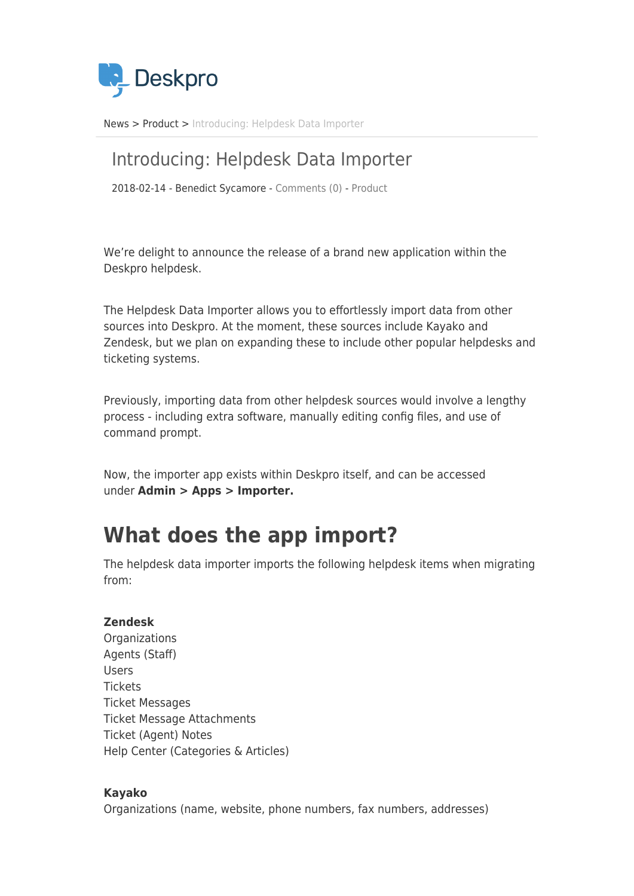News > Product > Introducing: Helpdesk Data Importer

# Introducing: Helpdesk Data Importer

2018-02-14 - Benedict Sycamore - Comments (0) - Product

We're delight to announce the release of a brand new application within the Deskpro helpdesk.

The Helpdesk Data Importer allows you to effortlessly import data from other sources into Deskpro. At the moment, these sources include Kayako and Zendesk, but we plan on expanding these to include other popular helpdesks and ticketing systems.

Previously, importing data from other helpdesk sources would involve a lengthy process - including extra software, manually editing config files, and use of command prompt.

Now, the importer app exists within Deskpro itself, and can be accessed under **Admin > Apps > Importer.**

# What does the app import?

The helpdesk data importer imports the following helpdesk items when migrating from:

**Zendesk**
Organizations
Agents (Staff)
Users
Tickets
Ticket Messages
Ticket Message Attachments
Ticket (Agent) Notes
Help Center (Categories & Articles)

**Kayako**
Organizations (name, website, phone numbers, fax numbers, addresses)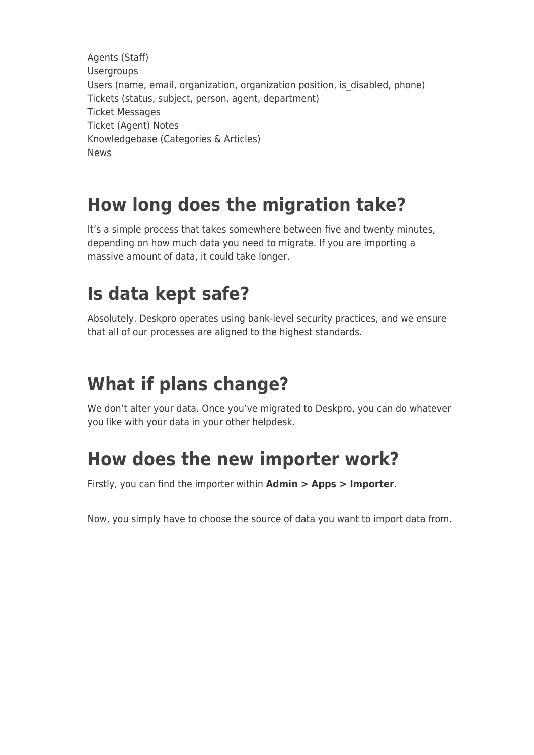Agents (Staff)
Usergroups
Users (name, email, organization, organization position, is_disabled, phone)
Tickets (status, subject, person, agent, department)
Ticket Messages
Ticket (Agent) Notes
Knowledgebase (Categories & Articles)
News

# How long does the migration take?

It's a simple process that takes somewhere between five and twenty minutes, depending on how much data you need to migrate. If you are importing a massive amount of data, it could take longer.

# Is data kept safe?

Absolutely. Deskpro operates using bank-level security practices, and we ensure that all of our processes are aligned to the highest standards.

# What if plans change?

We don't alter your data. Once you've migrated to Deskpro, you can do whatever you like with your data in your other helpdesk.

# How does the new importer work?

Firstly, you can find the importer within **Admin > Apps > Importer**.

Now, you simply have to choose the source of data you want to import data from.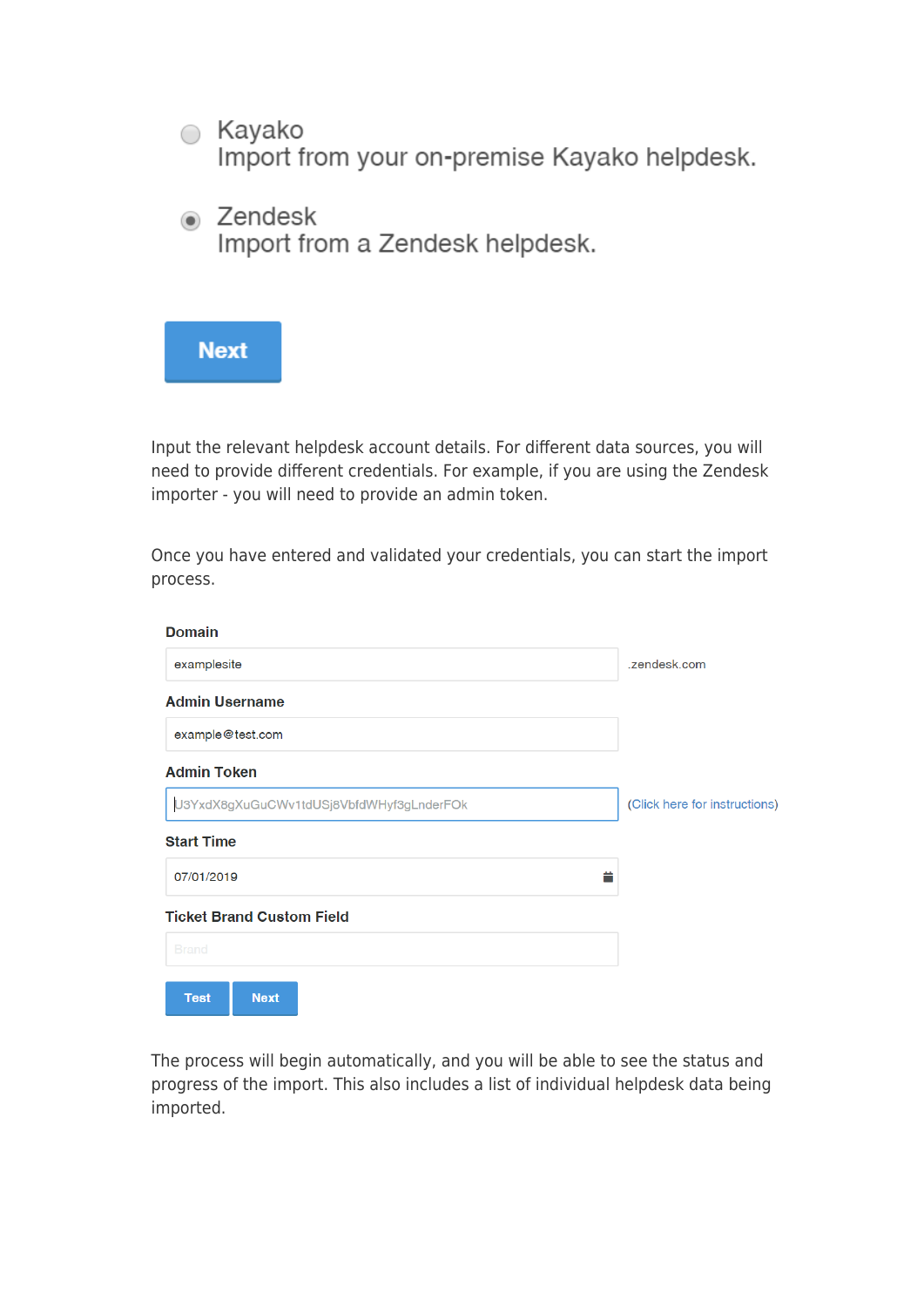Kayako
Import from your on-premise Kayako helpdesk.

Zendesk
Import from a Zendesk helpdesk.

Next

Input the relevant helpdesk account details. For different data sources, you will need to provide different credentials. For example, if you are using the Zendesk importer - you will need to provide an admin token.

Once you have entered and validated your credentials, you can start the import process.

**Domain**

examplesite .zendesk.com

**Admin Username**

example@test.com

**Admin Token**

U3YxdX8gXuGuCWv1tdUSj8VbfdWHyf3gLnderFOk (Click here for instructions)

**Start Time**

07/01/2019

**Ticket Brand Custom Field**

Brand

Test Next

The process will begin automatically, and you will be able to see the status and progress of the import. This also includes a list of individual helpdesk data being imported.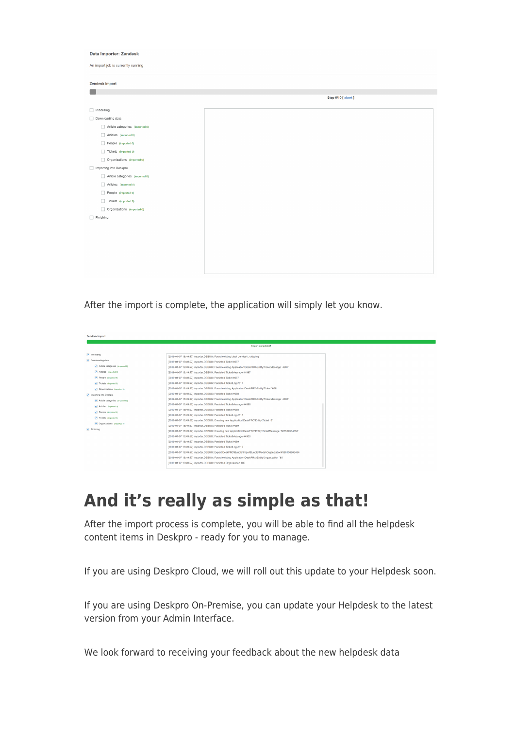After the import is complete, the application will simply let you know.

# And it's really as simple as that!

After the import process is complete, you will be able to find all the helpdesk content items in Deskpro - ready for you to manage.

If you are using Deskpro Cloud, we will roll out this update to your Helpdesk soon.

If you are using Deskpro On-Premise, you can update your Helpdesk to the latest version from your Admin Interface.

We look forward to receiving your feedback about the new helpdesk data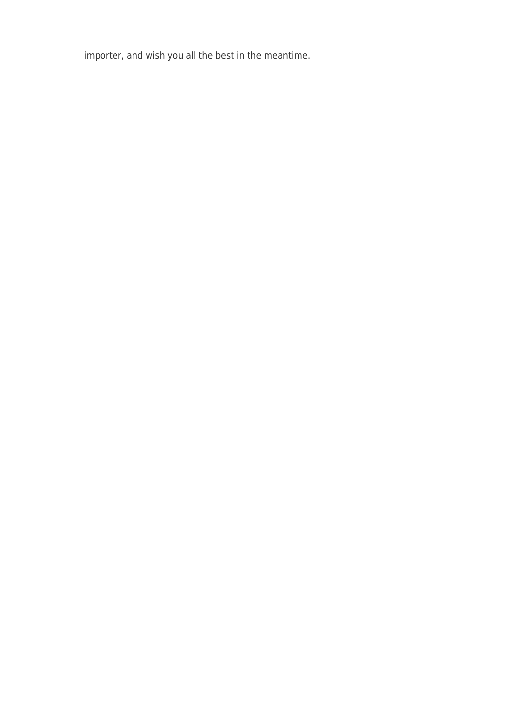importer, and wish you all the best in the meantime.